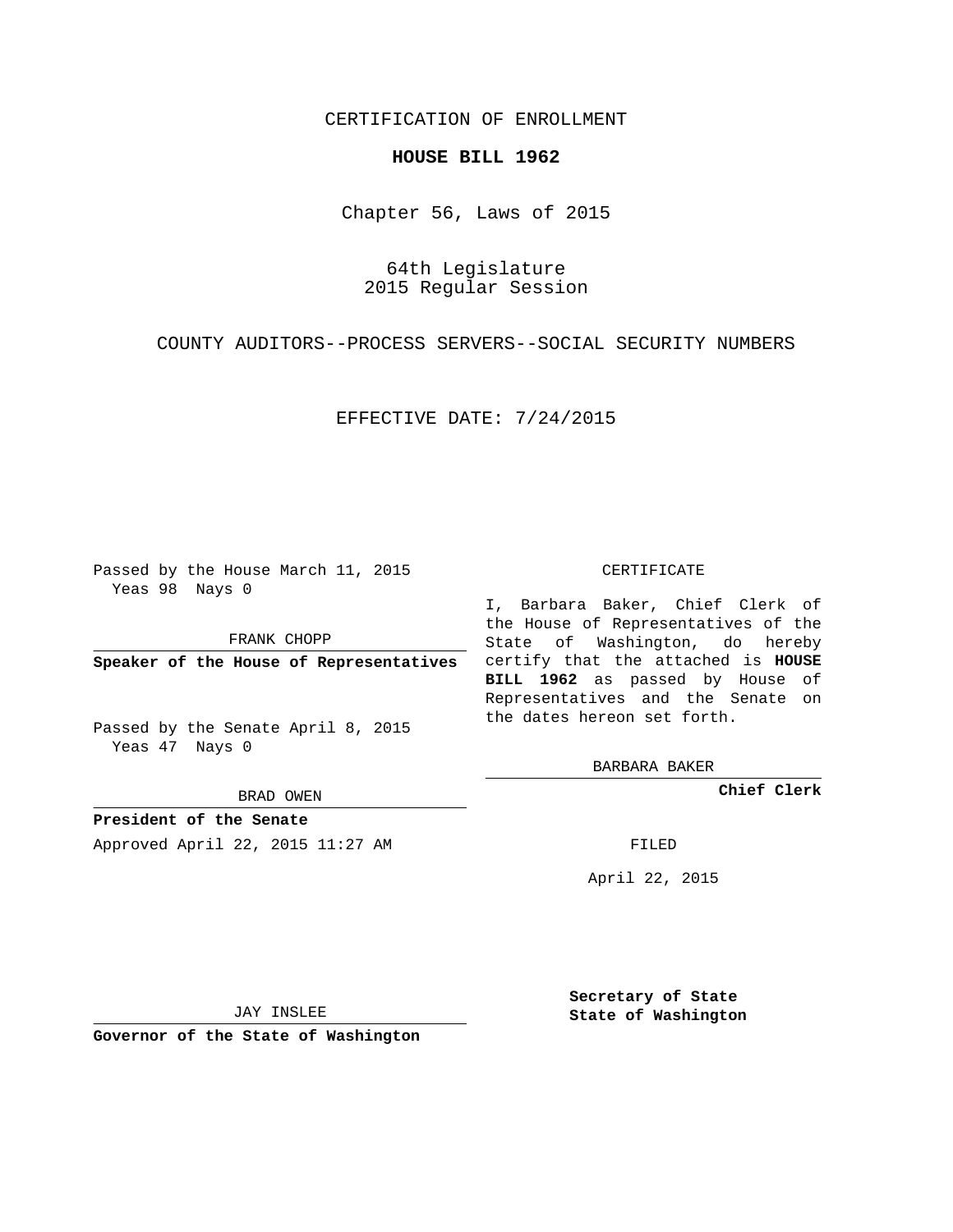CERTIFICATION OF ENROLLMENT

**HOUSE BILL 1962**

Chapter 56, Laws of 2015

64th Legislature
2015 Regular Session

COUNTY AUDITORS--PROCESS SERVERS--SOCIAL SECURITY NUMBERS

EFFECTIVE DATE: 7/24/2015

Passed by the House March 11, 2015
Yeas 98 Nays 0

FRANK CHOPP

**Speaker of the House of Representatives**

Passed by the Senate April 8, 2015
Yeas 47 Nays 0

BRAD OWEN

**President of the Senate**

Approved April 22, 2015 11:27 AM

JAY INSLEE

**Governor of the State of Washington**

CERTIFICATE

I, Barbara Baker, Chief Clerk of the House of Representatives of the State of Washington, do hereby certify that the attached is **HOUSE BILL 1962** as passed by House of Representatives and the Senate on the dates hereon set forth.

BARBARA BAKER

**Chief Clerk**

FILED

April 22, 2015

**Secretary of State**
**State of Washington**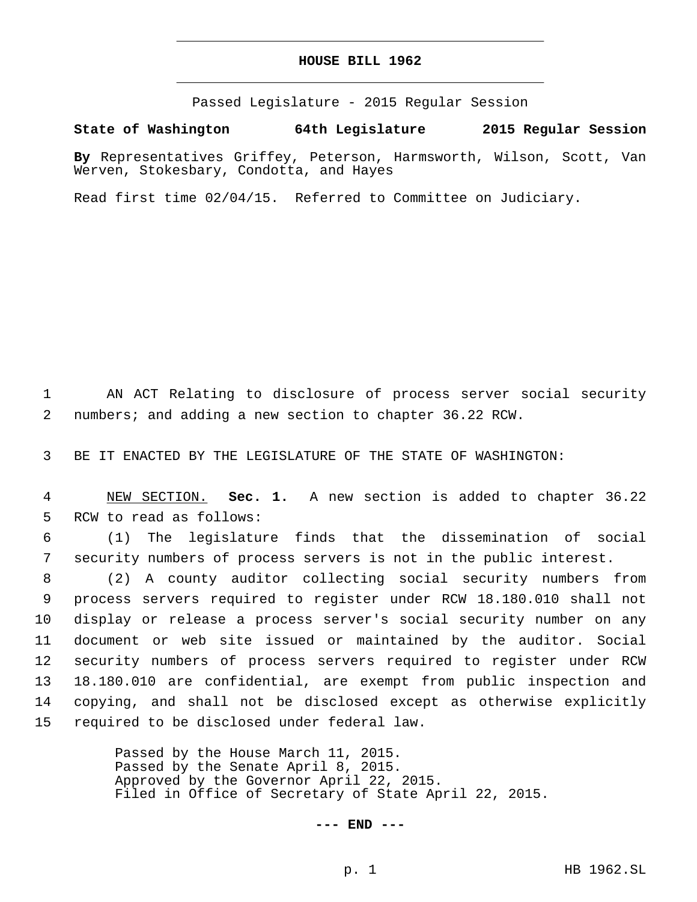# HOUSE BILL 1962

Passed Legislature - 2015 Regular Session

**State of Washington 64th Legislature 2015 Regular Session**

**By** Representatives Griffey, Peterson, Harmsworth, Wilson, Scott, Van Werven, Stokesbary, Condotta, and Hayes

Read first time 02/04/15. Referred to Committee on Judiciary.

AN ACT Relating to disclosure of process server social security numbers; and adding a new section to chapter 36.22 RCW.

BE IT ENACTED BY THE LEGISLATURE OF THE STATE OF WASHINGTON:

NEW SECTION. **Sec. 1.** A new section is added to chapter 36.22 RCW to read as follows:

(1) The legislature finds that the dissemination of social security numbers of process servers is not in the public interest.

(2) A county auditor collecting social security numbers from process servers required to register under RCW 18.180.010 shall not display or release a process server's social security number on any document or web site issued or maintained by the auditor. Social security numbers of process servers required to register under RCW 18.180.010 are confidential, are exempt from public inspection and copying, and shall not be disclosed except as otherwise explicitly required to be disclosed under federal law.

Passed by the House March 11, 2015.
Passed by the Senate April 8, 2015.
Approved by the Governor April 22, 2015.
Filed in Office of Secretary of State April 22, 2015.

**--- END ---**